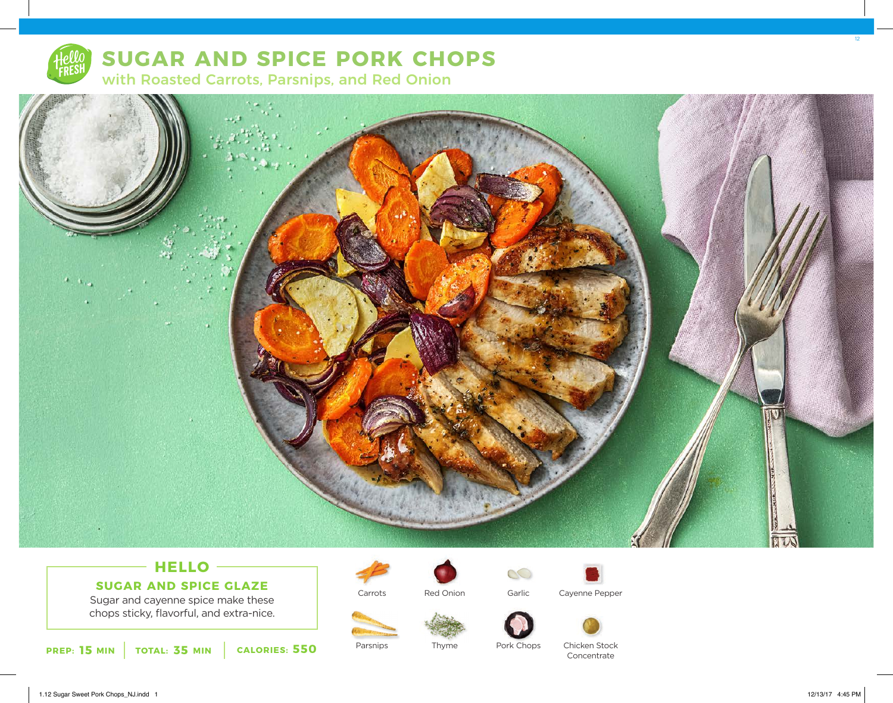# SUGAR AND SPICE PORK CHOPS

## with Roasted Carrots, Parsnips, and Red Onion

### HELLO

**SUGAR AND SPICE GLAZE**

Sugar and cayenne spice make these chops sticky, flavorful, and extra-nice.

**PREP: 15 MIN** | **TOTAL: 35 MIN** | **CALORIES: 550**

- Carrots
- Red Onion
- Garlic
- Cayenne Pepper
- Parsnips
- Thyme
- Pork Chops
- Chicken Stock Concentrate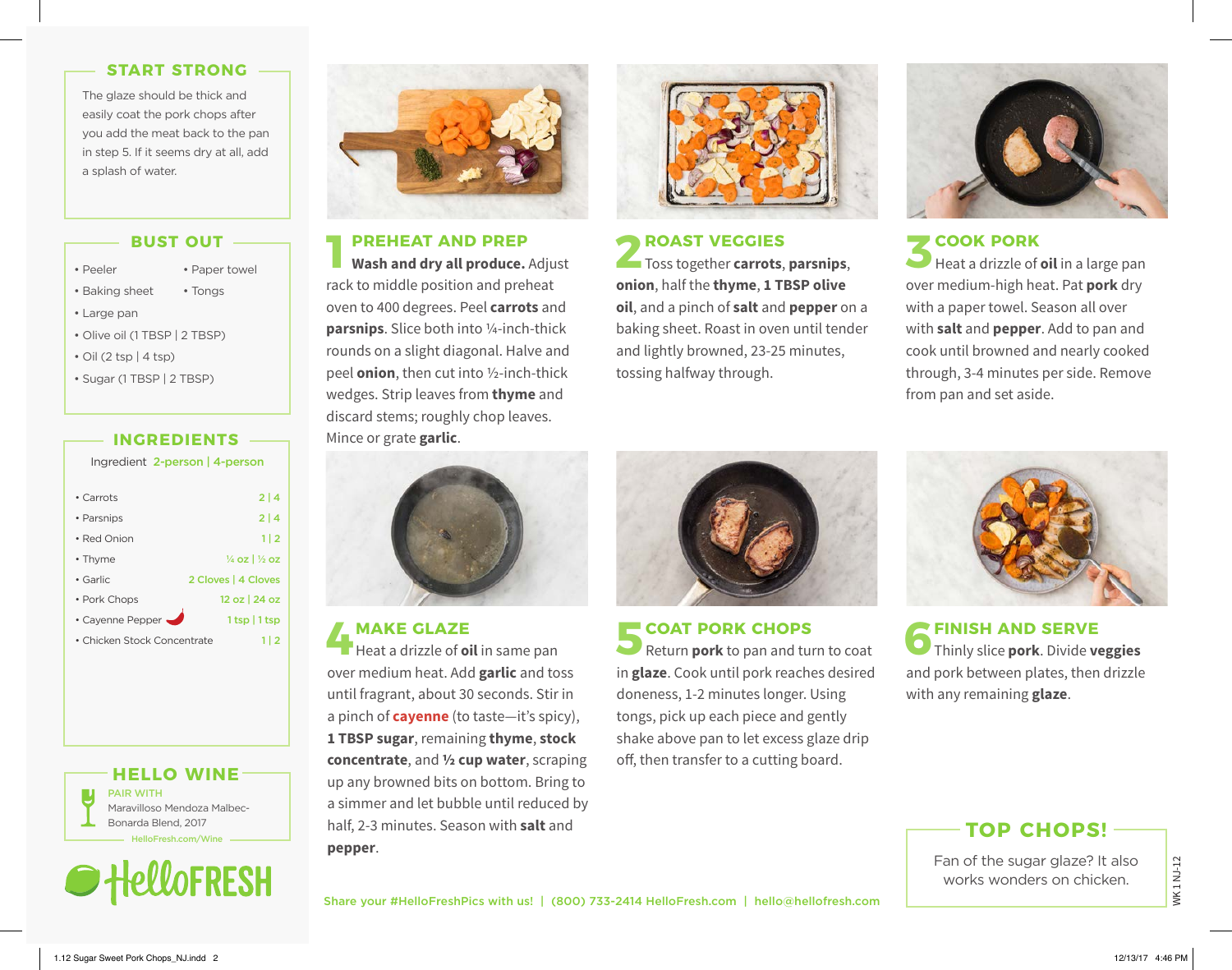## START STRONG

The glaze should be thick and easily coat the pork chops after you add the meat back to the pan in step 5. If it seems dry at all, add a splash of water.

## BUST OUT

- Peeler
- Paper towel
- Baking sheet
- Tongs
- Large pan
- Olive oil (1 TBSP | 2 TBSP)
- Oil (2 tsp | 4 tsp)
- Sugar (1 TBSP | 2 TBSP)

## INGREDIENTS

| Ingredient | 2-person \| 4-person |
|---|---|
| Carrots | 2 \| 4 |
| Parsnips | 2 \| 4 |
| Red Onion | 1 \| 2 |
| Thyme | ¼ oz \| ½ oz |
| Garlic | 2 Cloves \| 4 Cloves |
| Pork Chops | 12 oz \| 24 oz |
| Cayenne Pepper | 1 tsp \| 1 tsp |
| Chicken Stock Concentrate | 1 \| 2 |

## HELLO WINE

PAIR WITH
Maravilloso Mendoza Malbec-Bonarda Blend, 2017
HelloFresh.com/Wine

HelloFRESH

## 1 PREHEAT AND PREP

**Wash and dry all produce.** Adjust rack to middle position and preheat oven to 400 degrees. Peel **carrots** and **parsnips**. Slice both into ¼-inch-thick rounds on a slight diagonal. Halve and peel **onion**, then cut into ½-inch-thick wedges. Strip leaves from **thyme** and discard stems; roughly chop leaves. Mince or grate **garlic**.

## 2 ROAST VEGGIES

Toss together **carrots**, **parsnips**, **onion**, half the **thyme**, **1 TBSP olive oil**, and a pinch of **salt** and **pepper** on a baking sheet. Roast in oven until tender and lightly browned, 23-25 minutes, tossing halfway through.

## 3 COOK PORK

Heat a drizzle of **oil** in a large pan over medium-high heat. Pat **pork** dry with a paper towel. Season all over with **salt** and **pepper**. Add to pan and cook until browned and nearly cooked through, 3-4 minutes per side. Remove from pan and set aside.

## 4 MAKE GLAZE

Heat a drizzle of **oil** in same pan over medium heat. Add **garlic** and toss until fragrant, about 30 seconds. Stir in a pinch of **cayenne** (to taste—it's spicy), **1 TBSP sugar**, remaining **thyme**, **stock concentrate**, and **½ cup water**, scraping up any browned bits on bottom. Bring to a simmer and let bubble until reduced by half, 2-3 minutes. Season with **salt** and **pepper**.

## 5 COAT PORK CHOPS

Return **pork** to pan and turn to coat in **glaze**. Cook until pork reaches desired doneness, 1-2 minutes longer. Using tongs, pick up each piece and gently shake above pan to let excess glaze drip off, then transfer to a cutting board.

## 6 FINISH AND SERVE

Thinly slice **pork**. Divide **veggies** and pork between plates, then drizzle with any remaining **glaze**.

## TOP CHOPS!

Fan of the sugar glaze? It also works wonders on chicken.

Share your #HelloFreshPics with us! | (800) 733-2414 HelloFresh.com | hello@hellofresh.com

WK 1 NJ-12